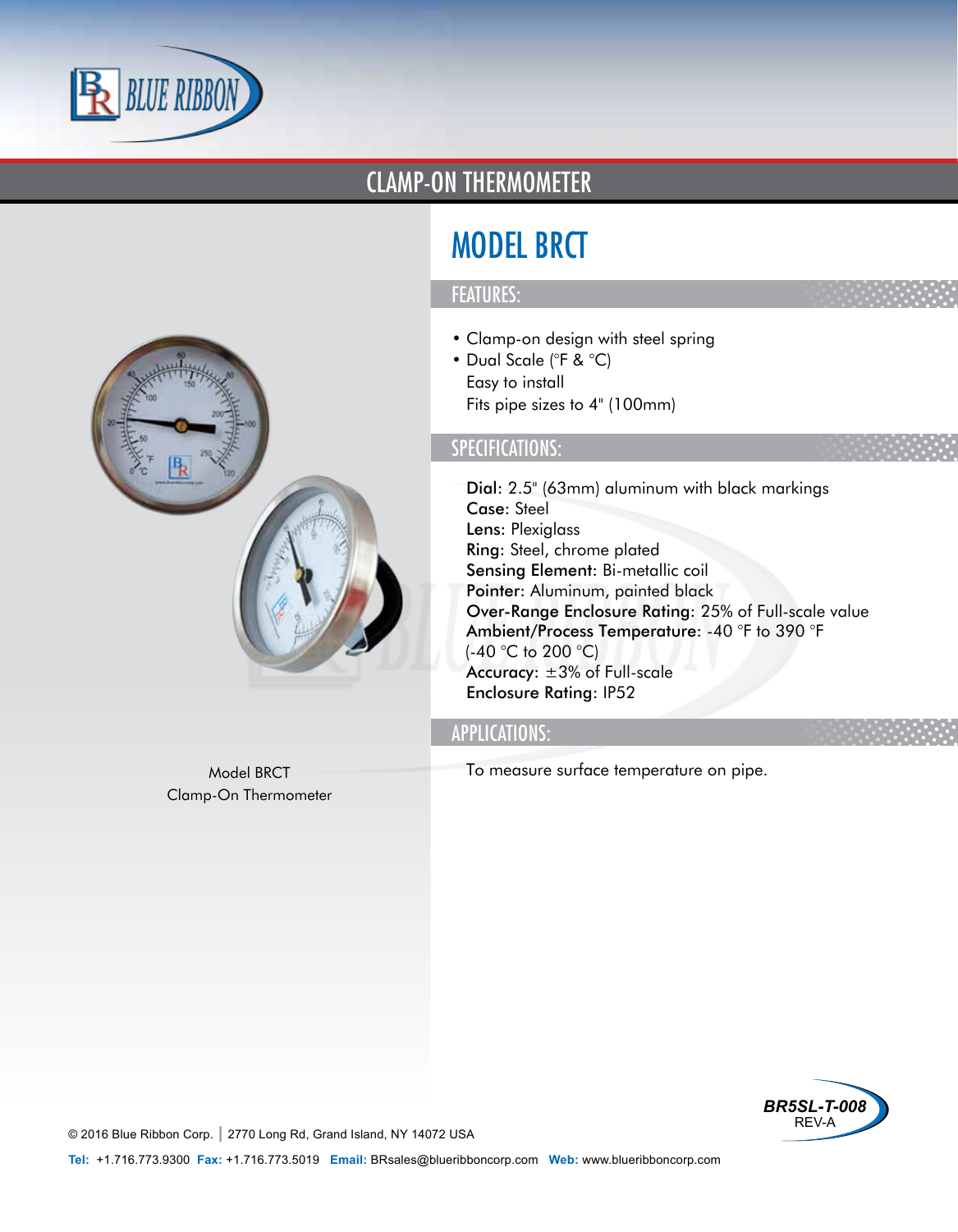# CLAMP-ON THERMOMETER

## MODEL BRCT

### FEATURES:

- Clamp-on design with steel spring
- Dual Scale (°F & °C)
  Easy to install
  Fits pipe sizes to 4" (100mm)

### SPECIFICATIONS:

**Dial**: 2.5" (63mm) aluminum with black markings
**Case**: Steel
**Lens**: Plexiglass
**Ring**: Steel, chrome plated
**Sensing Element**: Bi-metallic coil
**Pointer**: Aluminum, painted black
**Over-Range Enclosure Rating**: 25% of Full-scale value
**Ambient/Process Temperature**: -40 °F to 390 °F (-40 °C to 200 °C)
**Accuracy**: ±3% of Full-scale
**Enclosure Rating**: IP52

### APPLICATIONS:

To measure surface temperature on pipe.

Model BRCT
Clamp-On Thermometer

BR5SL-T-008
REV-A

© 2016 Blue Ribbon Corp. | 2770 Long Rd, Grand Island, NY 14072 USA

**Tel:** +1.716.773.9300 **Fax:** +1.716.773.5019 **Email:** BRsales@blueribboncorp.com **Web:** www.blueribboncorp.com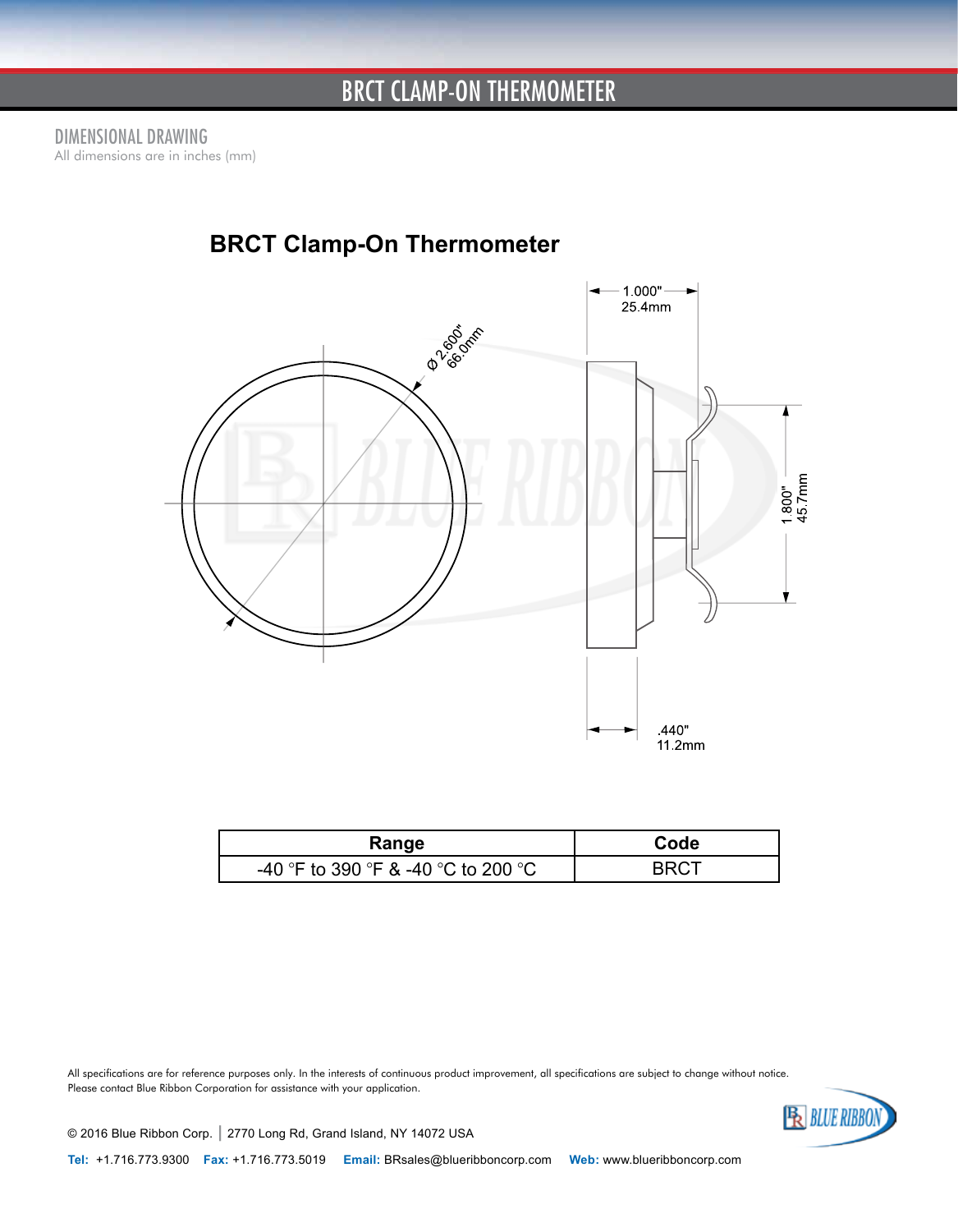# BRCT CLAMP-ON THERMOMETER

## DIMENSIONAL DRAWING

All dimensions are in inches (mm)

### BRCT Clamp-On Thermometer

Ø 2.600"
66.0mm

1.000"
25.4mm

1.800"
45.7mm

.440"
11.2mm

| Range | Code |
|---|---|
| -40 °F to 390 °F & -40 °C to 200 °C | BRCT |

All specifications are for reference purposes only. In the interests of continuous product improvement, all specifications are subject to change without notice. Please contact Blue Ribbon Corporation for assistance with your application.

© 2016 Blue Ribbon Corp. | 2770 Long Rd, Grand Island, NY 14072 USA

**Tel:** +1.716.773.9300 **Fax:** +1.716.773.5019 **Email:** BRsales@blueribboncorp.com **Web:** www.blueribboncorp.com